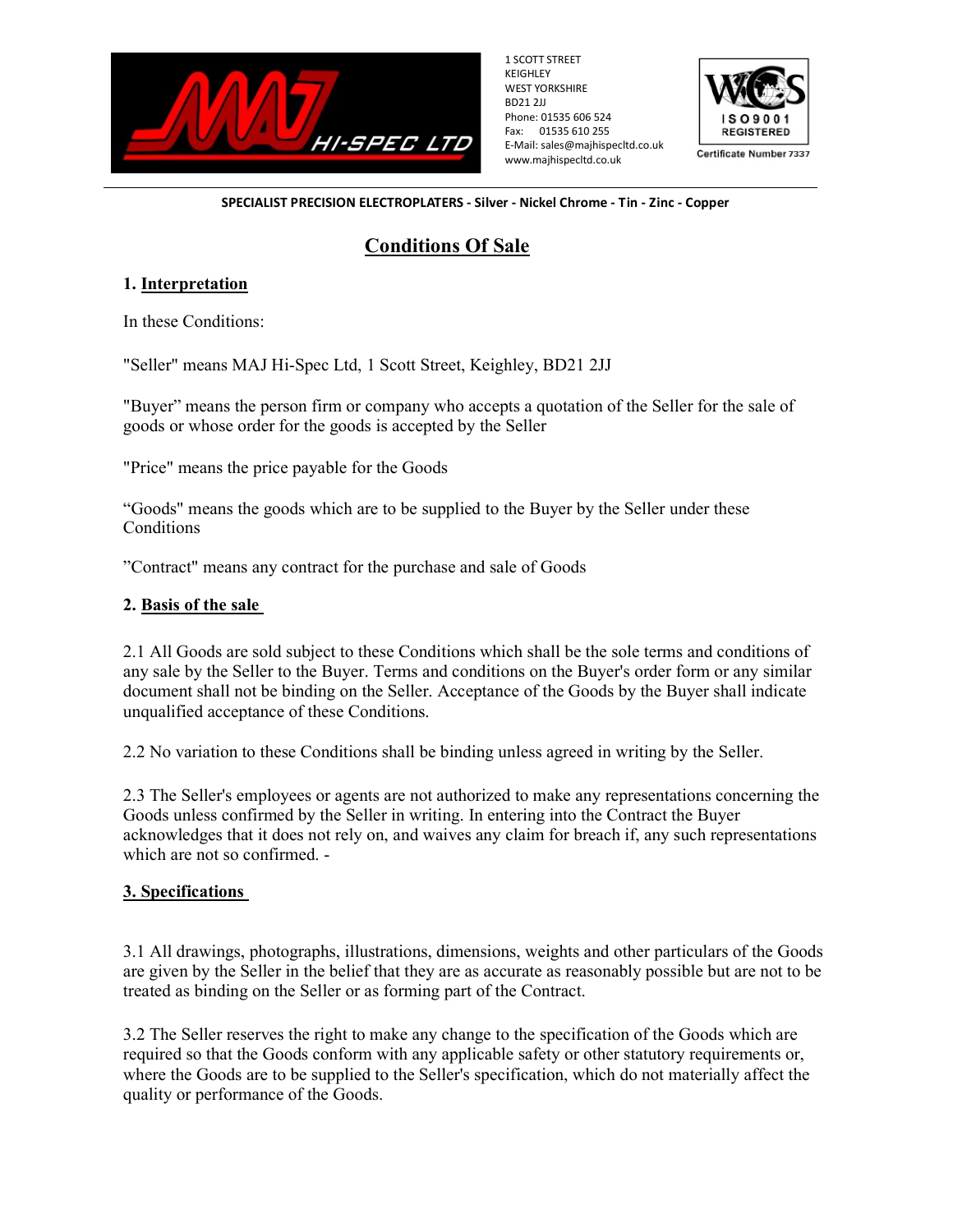1 SCOTT STREET
KEIGHLEY
WEST YORKSHIRE
BD21 2JJ
Phone: 01535 606 524
Fax: 01535 610 255
E-Mail: sales@majhispecltd.co.uk
www.majhispecltd.co.uk

ISO9001 REGISTERED
Certificate Number 7337

**SPECIALIST PRECISION ELECTROPLATERS - Silver - Nickel Chrome - Tin - Zinc - Copper**

# Conditions Of Sale

## 1. Interpretation

In these Conditions:

"Seller" means MAJ Hi-Spec Ltd, 1 Scott Street, Keighley, BD21 2JJ

"Buyer" means the person firm or company who accepts a quotation of the Seller for the sale of goods or whose order for the goods is accepted by the Seller

"Price" means the price payable for the Goods

"Goods" means the goods which are to be supplied to the Buyer by the Seller under these Conditions

"Contract" means any contract for the purchase and sale of Goods

## 2. Basis of the sale

2.1 All Goods are sold subject to these Conditions which shall be the sole terms and conditions of any sale by the Seller to the Buyer. Terms and conditions on the Buyer's order form or any similar document shall not be binding on the Seller. Acceptance of the Goods by the Buyer shall indicate unqualified acceptance of these Conditions.

2.2 No variation to these Conditions shall be binding unless agreed in writing by the Seller.

2.3 The Seller's employees or agents are not authorized to make any representations concerning the Goods unless confirmed by the Seller in writing. In entering into the Contract the Buyer acknowledges that it does not rely on, and waives any claim for breach if, any such representations which are not so confirmed. -

## 3. Specifications

3.1 All drawings, photographs, illustrations, dimensions, weights and other particulars of the Goods are given by the Seller in the belief that they are as accurate as reasonably possible but are not to be treated as binding on the Seller or as forming part of the Contract.

3.2 The Seller reserves the right to make any change to the specification of the Goods which are required so that the Goods conform with any applicable safety or other statutory requirements or, where the Goods are to be supplied to the Seller's specification, which do not materially affect the quality or performance of the Goods.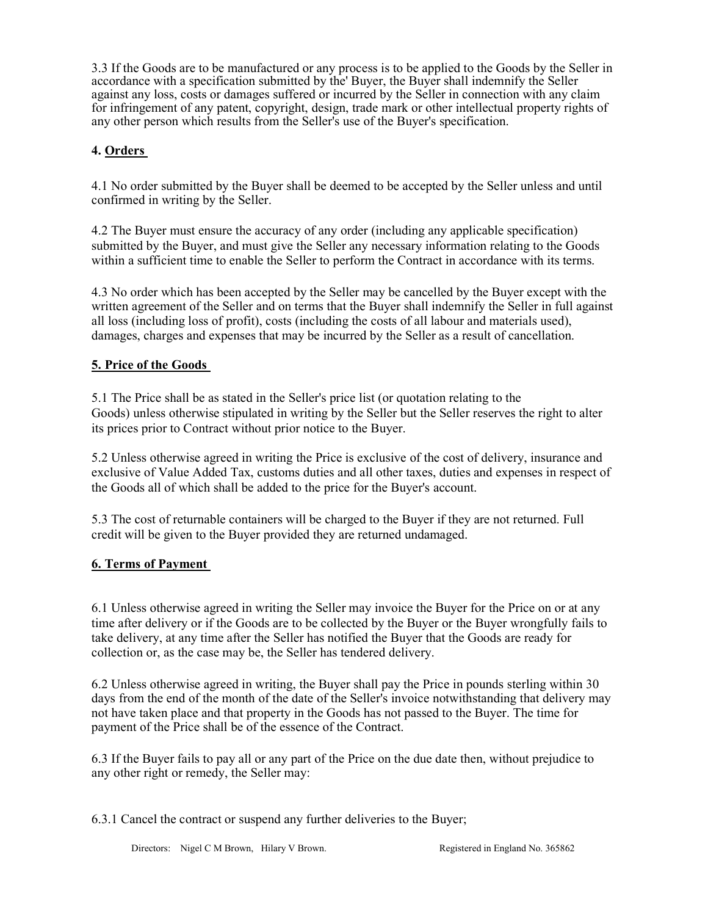3.3 If the Goods are to be manufactured or any process is to be applied to the Goods by the Seller in accordance with a specification submitted by the' Buyer, the Buyer shall indemnify the Seller against any loss, costs or damages suffered or incurred by the Seller in connection with any claim for infringement of any patent, copyright, design, trade mark or other intellectual property rights of any other person which results from the Seller's use of the Buyer's specification.

## 4. Orders

4.1 No order submitted by the Buyer shall be deemed to be accepted by the Seller unless and until confirmed in writing by the Seller.

4.2 The Buyer must ensure the accuracy of any order (including any applicable specification) submitted by the Buyer, and must give the Seller any necessary information relating to the Goods within a sufficient time to enable the Seller to perform the Contract in accordance with its terms.

4.3 No order which has been accepted by the Seller may be cancelled by the Buyer except with the written agreement of the Seller and on terms that the Buyer shall indemnify the Seller in full against all loss (including loss of profit), costs (including the costs of all labour and materials used), damages, charges and expenses that may be incurred by the Seller as a result of cancellation.

## 5. Price of the Goods

5.1 The Price shall be as stated in the Seller's price list (or quotation relating to the Goods) unless otherwise stipulated in writing by the Seller but the Seller reserves the right to alter its prices prior to Contract without prior notice to the Buyer.

5.2 Unless otherwise agreed in writing the Price is exclusive of the cost of delivery, insurance and exclusive of Value Added Tax, customs duties and all other taxes, duties and expenses in respect of the Goods all of which shall be added to the price for the Buyer's account.

5.3 The cost of returnable containers will be charged to the Buyer if they are not returned. Full credit will be given to the Buyer provided they are returned undamaged.

## 6. Terms of Payment

6.1 Unless otherwise agreed in writing the Seller may invoice the Buyer for the Price on or at any time after delivery or if the Goods are to be collected by the Buyer or the Buyer wrongfully fails to take delivery, at any time after the Seller has notified the Buyer that the Goods are ready for collection or, as the case may be, the Seller has tendered delivery.

6.2 Unless otherwise agreed in writing, the Buyer shall pay the Price in pounds sterling within 30 days from the end of the month of the date of the Seller's invoice notwithstanding that delivery may not have taken place and that property in the Goods has not passed to the Buyer. The time for payment of the Price shall be of the essence of the Contract.

6.3 If the Buyer fails to pay all or any part of the Price on the due date then, without prejudice to any other right or remedy, the Seller may:

6.3.1 Cancel the contract or suspend any further deliveries to the Buyer;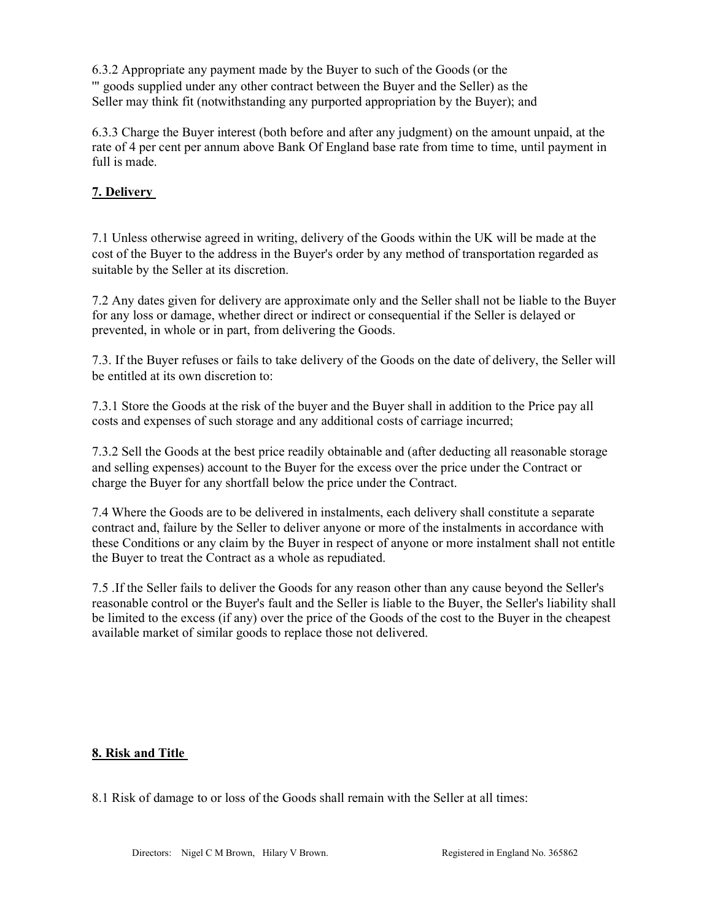6.3.2 Appropriate any payment made by the Buyer to such of the Goods (or the ''' goods supplied under any other contract between the Buyer and the Seller) as the Seller may think fit (notwithstanding any purported appropriation by the Buyer); and

6.3.3 Charge the Buyer interest (both before and after any judgment) on the amount unpaid, at the rate of 4 per cent per annum above Bank Of England base rate from time to time, until payment in full is made.

## 7. Delivery

7.1 Unless otherwise agreed in writing, delivery of the Goods within the UK will be made at the cost of the Buyer to the address in the Buyer's order by any method of transportation regarded as suitable by the Seller at its discretion.

7.2 Any dates given for delivery are approximate only and the Seller shall not be liable to the Buyer for any loss or damage, whether direct or indirect or consequential if the Seller is delayed or prevented, in whole or in part, from delivering the Goods.

7.3. If the Buyer refuses or fails to take delivery of the Goods on the date of delivery, the Seller will be entitled at its own discretion to:

7.3.1 Store the Goods at the risk of the buyer and the Buyer shall in addition to the Price pay all costs and expenses of such storage and any additional costs of carriage incurred;

7.3.2 Sell the Goods at the best price readily obtainable and (after deducting all reasonable storage and selling expenses) account to the Buyer for the excess over the price under the Contract or charge the Buyer for any shortfall below the price under the Contract.

7.4 Where the Goods are to be delivered in instalments, each delivery shall constitute a separate contract and, failure by the Seller to deliver anyone or more of the instalments in accordance with these Conditions or any claim by the Buyer in respect of anyone or more instalment shall not entitle the Buyer to treat the Contract as a whole as repudiated.

7.5 .If the Seller fails to deliver the Goods for any reason other than any cause beyond the Seller's reasonable control or the Buyer's fault and the Seller is liable to the Buyer, the Seller's liability shall be limited to the excess (if any) over the price of the Goods of the cost to the Buyer in the cheapest available market of similar goods to replace those not delivered.

## 8. Risk and Title

8.1 Risk of damage to or loss of the Goods shall remain with the Seller at all times: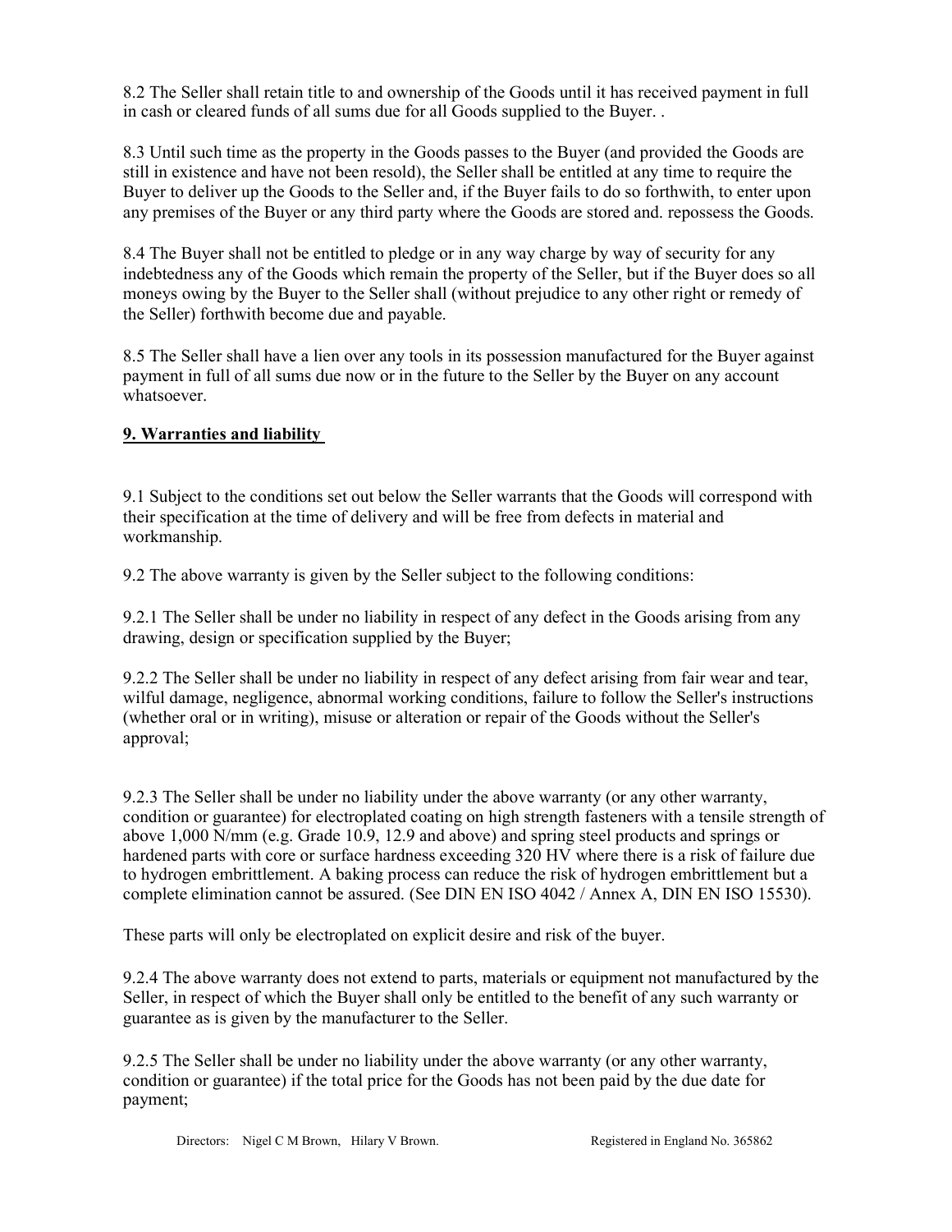8.2 The Seller shall retain title to and ownership of the Goods until it has received payment in full in cash or cleared funds of all sums due for all Goods supplied to the Buyer. .

8.3 Until such time as the property in the Goods passes to the Buyer (and provided the Goods are still in existence and have not been resold), the Seller shall be entitled at any time to require the Buyer to deliver up the Goods to the Seller and, if the Buyer fails to do so forthwith, to enter upon any premises of the Buyer or any third party where the Goods are stored and. repossess the Goods.

8.4 The Buyer shall not be entitled to pledge or in any way charge by way of security for any indebtedness any of the Goods which remain the property of the Seller, but if the Buyer does so all moneys owing by the Buyer to the Seller shall (without prejudice to any other right or remedy of the Seller) forthwith become due and payable.

8.5 The Seller shall have a lien over any tools in its possession manufactured for the Buyer against payment in full of all sums due now or in the future to the Seller by the Buyer on any account whatsoever.

## 9. Warranties and liability

9.1 Subject to the conditions set out below the Seller warrants that the Goods will correspond with their specification at the time of delivery and will be free from defects in material and workmanship.

9.2 The above warranty is given by the Seller subject to the following conditions:

9.2.1 The Seller shall be under no liability in respect of any defect in the Goods arising from any drawing, design or specification supplied by the Buyer;

9.2.2 The Seller shall be under no liability in respect of any defect arising from fair wear and tear, wilful damage, negligence, abnormal working conditions, failure to follow the Seller's instructions (whether oral or in writing), misuse or alteration or repair of the Goods without the Seller's approval;

9.2.3 The Seller shall be under no liability under the above warranty (or any other warranty, condition or guarantee) for electroplated coating on high strength fasteners with a tensile strength of above 1,000 N/mm (e.g. Grade 10.9, 12.9 and above) and spring steel products and springs or hardened parts with core or surface hardness exceeding 320 HV where there is a risk of failure due to hydrogen embrittlement. A baking process can reduce the risk of hydrogen embrittlement but a complete elimination cannot be assured. (See DIN EN ISO 4042 / Annex A, DIN EN ISO 15530).

These parts will only be electroplated on explicit desire and risk of the buyer.

9.2.4 The above warranty does not extend to parts, materials or equipment not manufactured by the Seller, in respect of which the Buyer shall only be entitled to the benefit of any such warranty or guarantee as is given by the manufacturer to the Seller.

9.2.5 The Seller shall be under no liability under the above warranty (or any other warranty, condition or guarantee) if the total price for the Goods has not been paid by the due date for payment;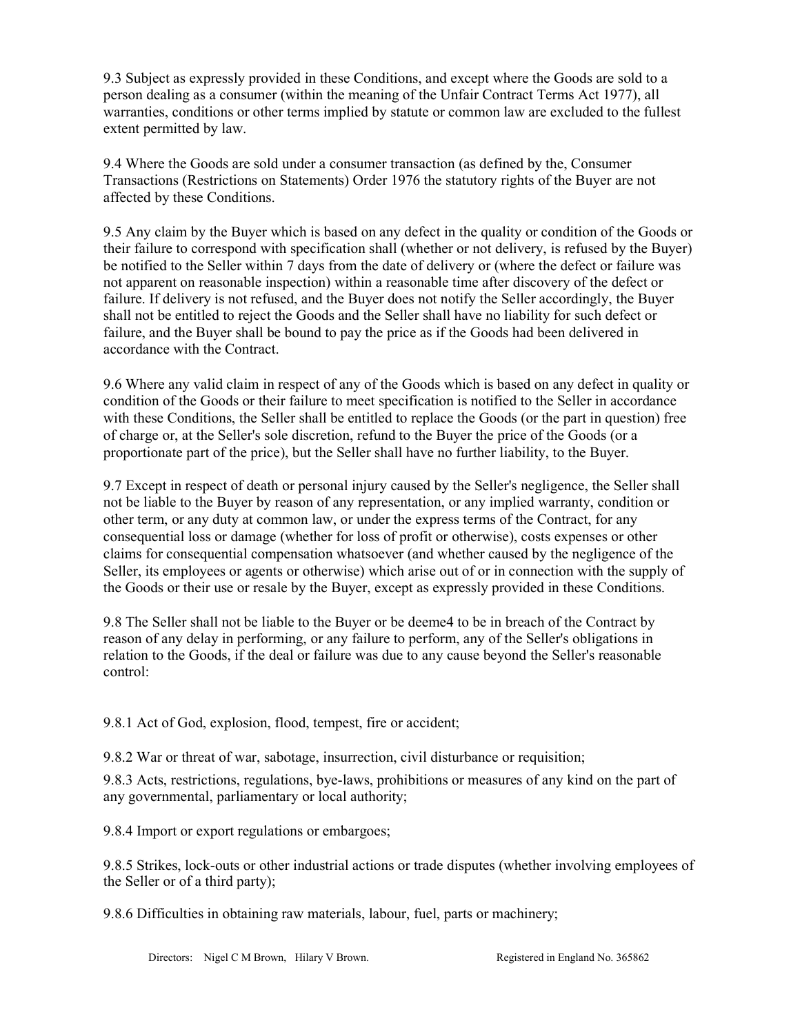9.3 Subject as expressly provided in these Conditions, and except where the Goods are sold to a person dealing as a consumer (within the meaning of the Unfair Contract Terms Act 1977), all warranties, conditions or other terms implied by statute or common law are excluded to the fullest extent permitted by law.

9.4 Where the Goods are sold under a consumer transaction (as defined by the, Consumer Transactions (Restrictions on Statements) Order 1976 the statutory rights of the Buyer are not affected by these Conditions.

9.5 Any claim by the Buyer which is based on any defect in the quality or condition of the Goods or their failure to correspond with specification shall (whether or not delivery, is refused by the Buyer) be notified to the Seller within 7 days from the date of delivery or (where the defect or failure was not apparent on reasonable inspection) within a reasonable time after discovery of the defect or failure. If delivery is not refused, and the Buyer does not notify the Seller accordingly, the Buyer shall not be entitled to reject the Goods and the Seller shall have no liability for such defect or failure, and the Buyer shall be bound to pay the price as if the Goods had been delivered in accordance with the Contract.

9.6 Where any valid claim in respect of any of the Goods which is based on any defect in quality or condition of the Goods or their failure to meet specification is notified to the Seller in accordance with these Conditions, the Seller shall be entitled to replace the Goods (or the part in question) free of charge or, at the Seller's sole discretion, refund to the Buyer the price of the Goods (or a proportionate part of the price), but the Seller shall have no further liability, to the Buyer.

9.7 Except in respect of death or personal injury caused by the Seller's negligence, the Seller shall not be liable to the Buyer by reason of any representation, or any implied warranty, condition or other term, or any duty at common law, or under the express terms of the Contract, for any consequential loss or damage (whether for loss of profit or otherwise), costs expenses or other claims for consequential compensation whatsoever (and whether caused by the negligence of the Seller, its employees or agents or otherwise) which arise out of or in connection with the supply of the Goods or their use or resale by the Buyer, except as expressly provided in these Conditions.

9.8 The Seller shall not be liable to the Buyer or be deeme4 to be in breach of the Contract by reason of any delay in performing, or any failure to perform, any of the Seller's obligations in relation to the Goods, if the deal or failure was due to any cause beyond the Seller's reasonable control:

9.8.1 Act of God, explosion, flood, tempest, fire or accident;

9.8.2 War or threat of war, sabotage, insurrection, civil disturbance or requisition;

9.8.3 Acts, restrictions, regulations, bye-laws, prohibitions or measures of any kind on the part of any governmental, parliamentary or local authority;

9.8.4 Import or export regulations or embargoes;

9.8.5 Strikes, lock-outs or other industrial actions or trade disputes (whether involving employees of the Seller or of a third party);

9.8.6 Difficulties in obtaining raw materials, labour, fuel, parts or machinery;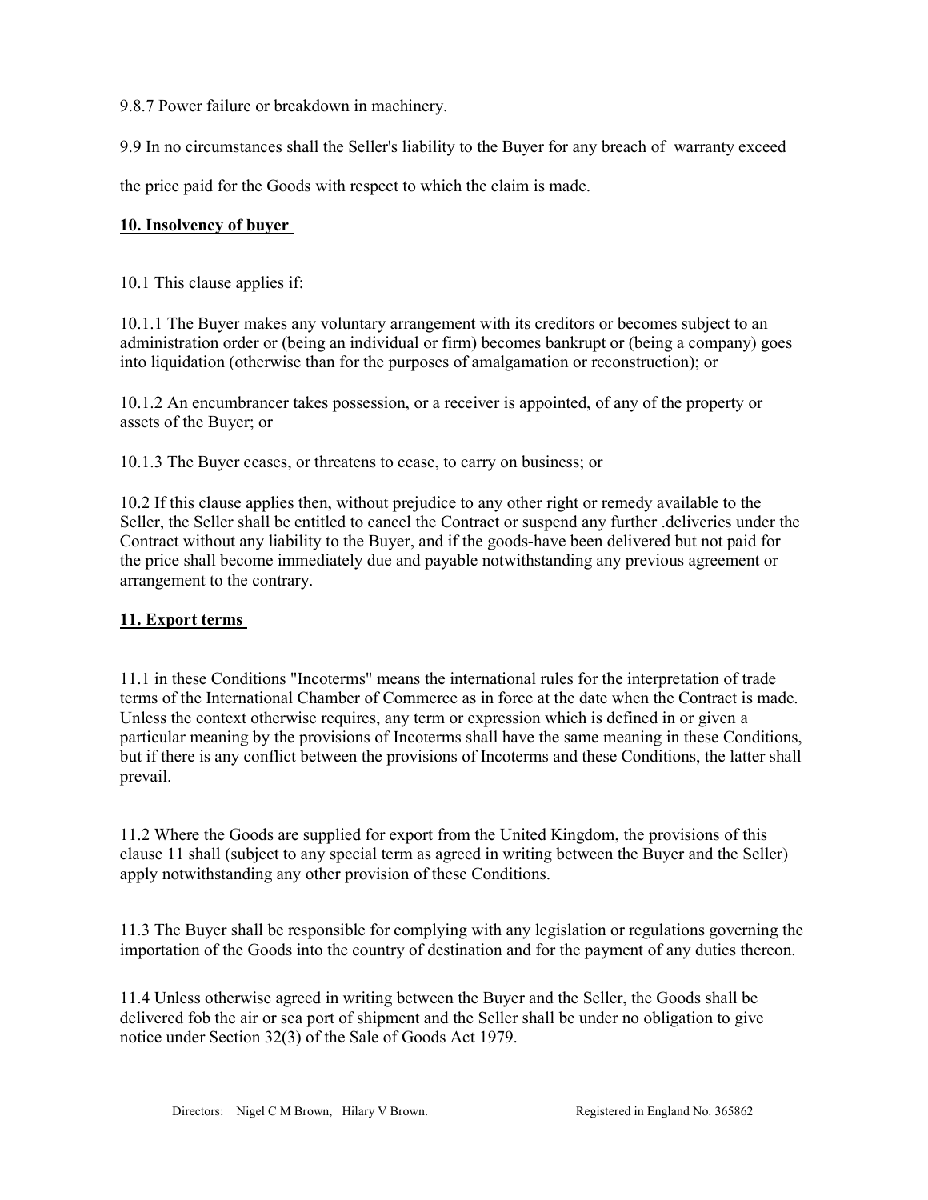9.8.7 Power failure or breakdown in machinery.

9.9 In no circumstances shall the Seller's liability to the Buyer for any breach of warranty exceed the price paid for the Goods with respect to which the claim is made.

## 10. Insolvency of buyer

10.1 This clause applies if:

10.1.1 The Buyer makes any voluntary arrangement with its creditors or becomes subject to an administration order or (being an individual or firm) becomes bankrupt or (being a company) goes into liquidation (otherwise than for the purposes of amalgamation or reconstruction); or

10.1.2 An encumbrancer takes possession, or a receiver is appointed, of any of the property or assets of the Buyer; or

10.1.3 The Buyer ceases, or threatens to cease, to carry on business; or

10.2 If this clause applies then, without prejudice to any other right or remedy available to the Seller, the Seller shall be entitled to cancel the Contract or suspend any further .deliveries under the Contract without any liability to the Buyer, and if the goods-have been delivered but not paid for the price shall become immediately due and payable notwithstanding any previous agreement or arrangement to the contrary.

## 11. Export terms

11.1 in these Conditions "Incoterms" means the international rules for the interpretation of trade terms of the International Chamber of Commerce as in force at the date when the Contract is made. Unless the context otherwise requires, any term or expression which is defined in or given a particular meaning by the provisions of Incoterms shall have the same meaning in these Conditions, but if there is any conflict between the provisions of Incoterms and these Conditions, the latter shall prevail.

11.2 Where the Goods are supplied for export from the United Kingdom, the provisions of this clause 11 shall (subject to any special term as agreed in writing between the Buyer and the Seller) apply notwithstanding any other provision of these Conditions.

11.3 The Buyer shall be responsible for complying with any legislation or regulations governing the importation of the Goods into the country of destination and for the payment of any duties thereon.

11.4 Unless otherwise agreed in writing between the Buyer and the Seller, the Goods shall be delivered fob the air or sea port of shipment and the Seller shall be under no obligation to give notice under Section 32(3) of the Sale of Goods Act 1979.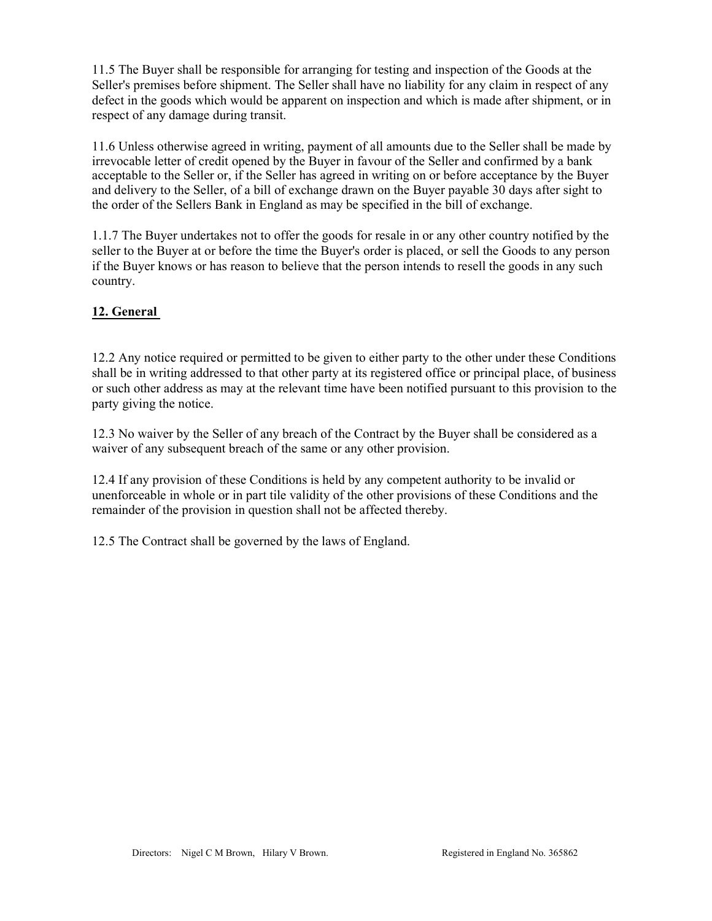11.5 The Buyer shall be responsible for arranging for testing and inspection of the Goods at the Seller's premises before shipment. The Seller shall have no liability for any claim in respect of any defect in the goods which would be apparent on inspection and which is made after shipment, or in respect of any damage during transit.

11.6 Unless otherwise agreed in writing, payment of all amounts due to the Seller shall be made by irrevocable letter of credit opened by the Buyer in favour of the Seller and confirmed by a bank acceptable to the Seller or, if the Seller has agreed in writing on or before acceptance by the Buyer and delivery to the Seller, of a bill of exchange drawn on the Buyer payable 30 days after sight to the order of the Sellers Bank in England as may be specified in the bill of exchange.

1.1.7 The Buyer undertakes not to offer the goods for resale in or any other country notified by the seller to the Buyer at or before the time the Buyer's order is placed, or sell the Goods to any person if the Buyer knows or has reason to believe that the person intends to resell the goods in any such country.

## 12. General

12.2 Any notice required or permitted to be given to either party to the other under these Conditions shall be in writing addressed to that other party at its registered office or principal place, of business or such other address as may at the relevant time have been notified pursuant to this provision to the party giving the notice.

12.3 No waiver by the Seller of any breach of the Contract by the Buyer shall be considered as a waiver of any subsequent breach of the same or any other provision.

12.4 If any provision of these Conditions is held by any competent authority to be invalid or unenforceable in whole or in part tile validity of the other provisions of these Conditions and the remainder of the provision in question shall not be affected thereby.

12.5 The Contract shall be governed by the laws of England.

Directors: Nigel C M Brown, Hilary V Brown. Registered in England No. 365862